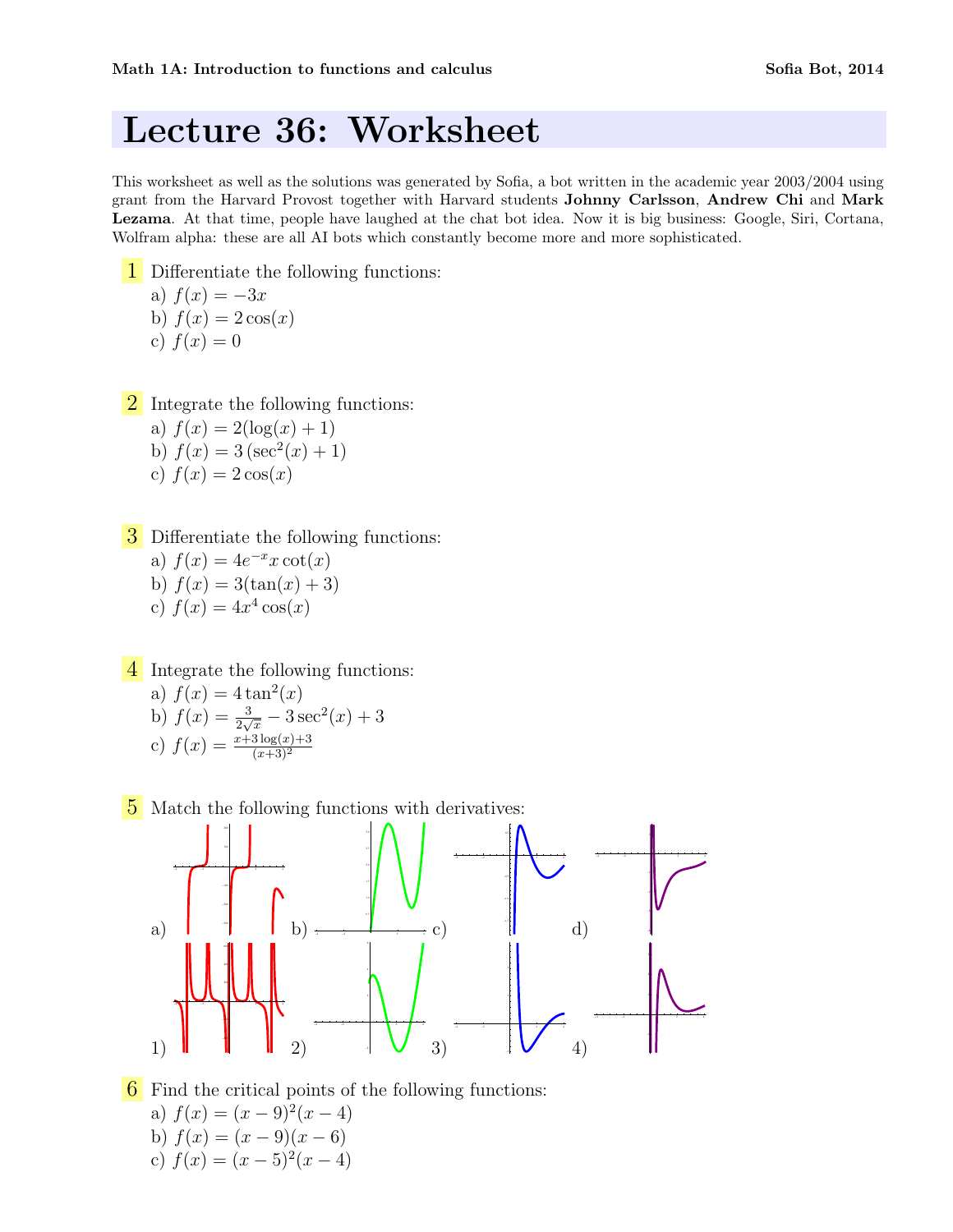Math 1A: Introduction to functions and calculus | Sofia Bot, 2014

# Lecture 36: Worksheet

This worksheet as well as the solutions was generated by Sofia, a bot written in the academic year 2003/2004 using grant from the Harvard Provost together with Harvard students **Johnny Carlsson**, **Andrew Chi** and **Mark Lezama**. At that time, people have laughed at the chat bot idea. Now it is big business: Google, Siri, Cortana, Wolfram alpha: these are all AI bots which constantly become more and more sophisticated.

**1** Differentiate the following functions:
a) $f(x) = -3x$
b) $f(x) = 2\cos(x)$
c) $f(x) = 0$

**2** Integrate the following functions:
a) $f(x) = 2(\log(x) + 1)$
b) $f(x) = 3\left(\sec^2(x) + 1\right)$
c) $f(x) = 2\cos(x)$

**3** Differentiate the following functions:
a) $f(x) = 4e^{-x}x\cot(x)$
b) $f(x) = 3(\tan(x) + 3)$
c) $f(x) = 4x^4\cos(x)$

**4** Integrate the following functions:
a) $f(x) = 4\tan^2(x)$
b) $f(x) = \frac{3}{2\sqrt{x}} - 3\sec^2(x) + 3$
c) $f(x) = \frac{x+3\log(x)+3}{(x+3)^2}$

**5** Match the following functions with derivatives:

a) b) c) d)

1) 2) 3) 4)

**6** Find the critical points of the following functions:
a) $f(x) = (x-9)^2(x-4)$
b) $f(x) = (x-9)(x-6)$
c) $f(x) = (x-5)^2(x-4)$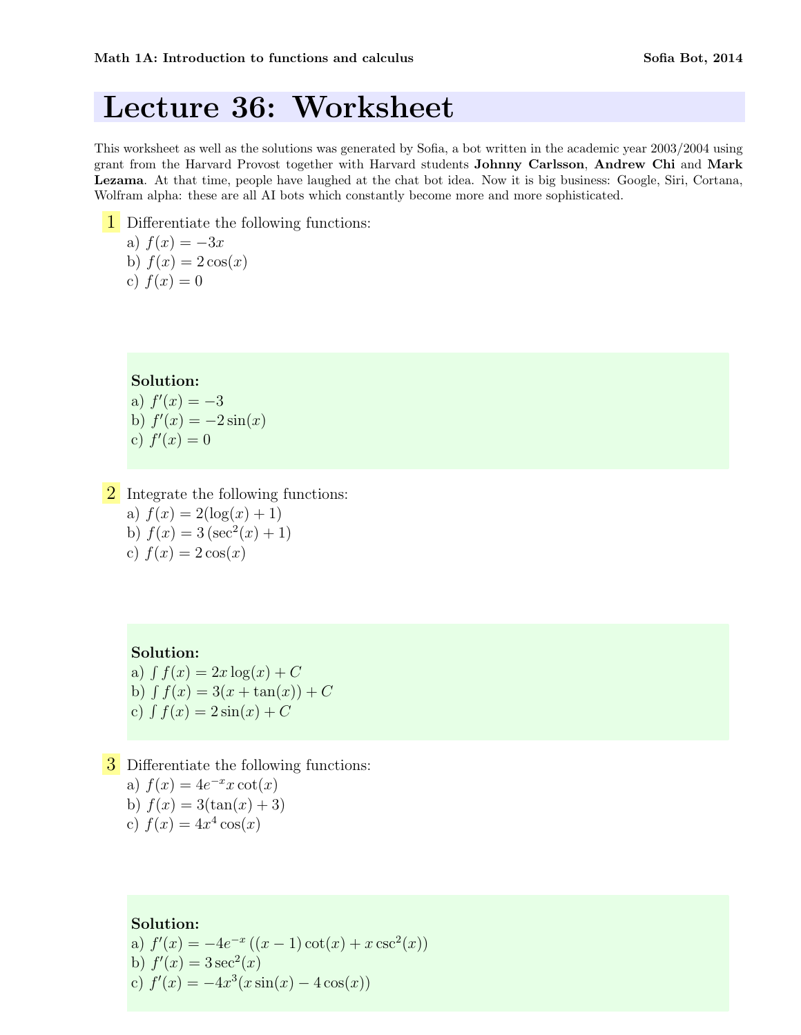# Lecture 36: Worksheet

This worksheet as well as the solutions was generated by Sofia, a bot written in the academic year 2003/2004 using grant from the Harvard Provost together with Harvard students **Johnny Carlsson**, **Andrew Chi** and **Mark Lezama**. At that time, people have laughed at the chat bot idea. Now it is big business: Google, Siri, Cortana, Wolfram alpha: these are all AI bots which constantly become more and more sophisticated.

**1** Differentiate the following functions:
a) $f(x) = -3x$
b) $f(x) = 2\cos(x)$
c) $f(x) = 0$

**Solution:**
a) $f'(x) = -3$
b) $f'(x) = -2\sin(x)$
c) $f'(x) = 0$

**2** Integrate the following functions:
a) $f(x) = 2(\log(x) + 1)$
b) $f(x) = 3\left(\sec^2(x) + 1\right)$
c) $f(x) = 2\cos(x)$

**Solution:**
a) $\int f(x) = 2x\log(x) + C$
b) $\int f(x) = 3(x + \tan(x)) + C$
c) $\int f(x) = 2\sin(x) + C$

**3** Differentiate the following functions:
a) $f(x) = 4e^{-x}x\cot(x)$
b) $f(x) = 3(\tan(x) + 3)$
c) $f(x) = 4x^4\cos(x)$

**Solution:**
a) $f'(x) = -4e^{-x}\left((x-1)\cot(x) + x\csc^2(x)\right)$
b) $f'(x) = 3\sec^2(x)$
c) $f'(x) = -4x^3(x\sin(x) - 4\cos(x))$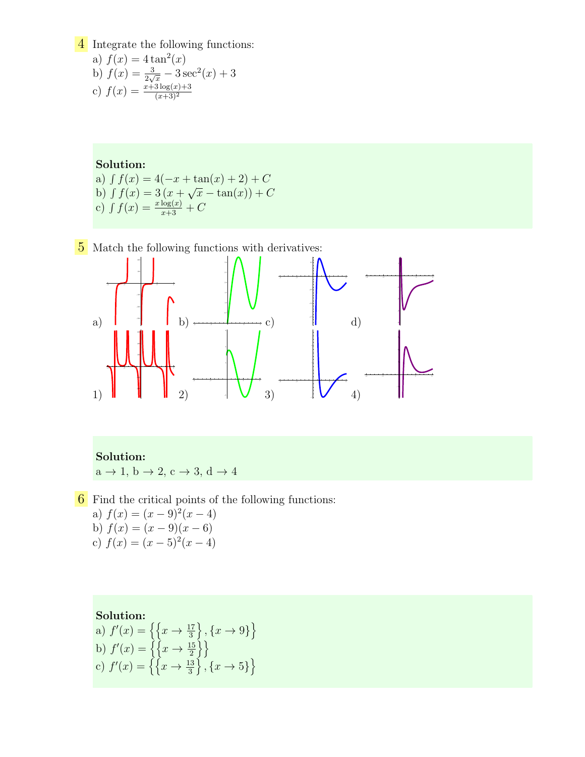4 Integrate the following functions:

a) $f(x) = 4\tan^2(x)$

b) $f(x) = \frac{3}{2\sqrt{x}} - 3\sec^2(x) + 3$

c) $f(x) = \frac{x+3\log(x)+3}{(x+3)^2}$

**Solution:**

a) $\int f(x) = 4(-x + \tan(x) + 2) + C$

b) $\int f(x) = 3\left(x + \sqrt{x} - \tan(x)\right) + C$

c) $\int f(x) = \frac{x\log(x)}{x+3} + C$

5 Match the following functions with derivatives:

a) b) c) d)

1) 2) 3) 4)

**Solution:**

a $\rightarrow$ 1, b $\rightarrow$ 2, c $\rightarrow$ 3, d $\rightarrow$ 4

6 Find the critical points of the following functions:

a) $f(x) = (x-9)^2(x-4)$

b) $f(x) = (x-9)(x-6)$

c) $f(x) = (x-5)^2(x-4)$

**Solution:**

a) $f'(x) = \left\{\left\{x \rightarrow \frac{17}{3}\right\}, \{x \rightarrow 9\}\right\}$

b) $f'(x) = \left\{\left\{x \rightarrow \frac{15}{2}\right\}\right\}$

c) $f'(x) = \left\{\left\{x \rightarrow \frac{13}{3}\right\}, \{x \rightarrow 5\}\right\}$